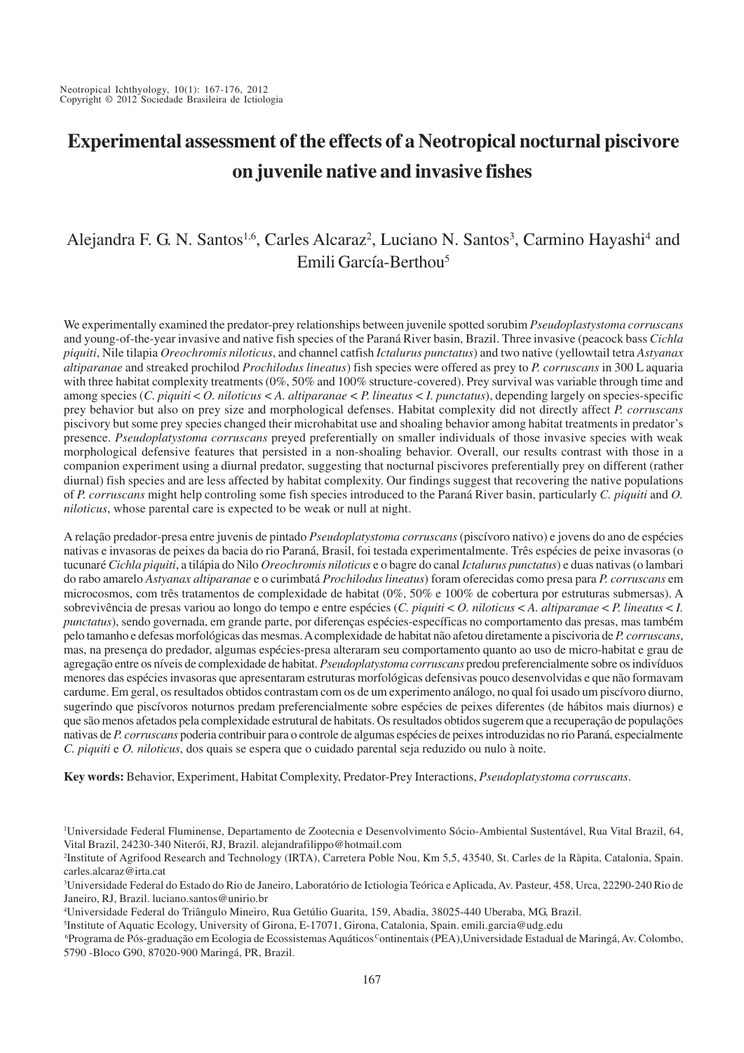# Experimental assessment of the effects of a Neotropical nocturnal piscivore on juvenile native and invasive fishes

Alejandra F. G. N. Santos[1,6], Carles Alcaraz[2], Luciano N. Santos[3], Carmino Hayashi[4] and Emili García-Berthou[5]

We experimentally examined the predator-prey relationships between juvenile spotted sorubim *Pseudoplastystoma corruscans* and young-of-the-year invasive and native fish species of the Paraná River basin, Brazil. Three invasive (peacock bass *Cichla piquiti*, Nile tilapia *Oreochromis niloticus*, and channel catfish *Ictalurus punctatus*) and two native (yellowtail tetra *Astyanax altiparanae* and streaked prochilod *Prochilodus lineatus*) fish species were offered as prey to *P. corruscans* in 300 L aquaria with three habitat complexity treatments (0%, 50% and 100% structure-covered). Prey survival was variable through time and among species (*C. piquiti* < *O. niloticus* < *A. altiparanae* < *P. lineatus* < *I. punctatus*), depending largely on species-specific prey behavior but also on prey size and morphological defenses. Habitat complexity did not directly affect *P. corruscans* piscivory but some prey species changed their microhabitat use and shoaling behavior among habitat treatments in predator's presence. *Pseudoplatystoma corruscans* preyed preferentially on smaller individuals of those invasive species with weak morphological defensive features that persisted in a non-shoaling behavior. Overall, our results contrast with those in a companion experiment using a diurnal predator, suggesting that nocturnal piscivores preferentially prey on different (rather diurnal) fish species and are less affected by habitat complexity. Our findings suggest that recovering the native populations of *P. corruscans* might help controling some fish species introduced to the Paraná River basin, particularly *C. piquiti* and *O. niloticus*, whose parental care is expected to be weak or null at night.

A relação predador-presa entre juvenis de pintado *Pseudoplatystoma corruscans* (piscívoro nativo) e jovens do ano de espécies nativas e invasoras de peixes da bacia do rio Paraná, Brasil, foi testada experimentalmente. Três espécies de peixe invasoras (o tucunaré *Cichla piquiti*, a tilápia do Nilo *Oreochromis niloticus* e o bagre do canal *Ictalurus punctatus*) e duas nativas (o lambari do rabo amarelo *Astyanax altiparanae* e o curimbatá *Prochilodus lineatus*) foram oferecidas como presa para *P. corruscans* em microcosmos, com três tratamentos de complexidade de habitat (0%, 50% e 100% de cobertura por estruturas submersas). A sobrevivência de presas variou ao longo do tempo e entre espécies (*C. piquiti* < *O. niloticus* < *A. altiparanae* < *P. lineatus* < *I. punctatus*), sendo governada, em grande parte, por diferenças espécies-específicas no comportamento das presas, mas também pelo tamanho e defesas morfológicas das mesmas. A complexidade de habitat não afetou diretamente a piscivoria de *P. corruscans*, mas, na presença do predador, algumas espécies-presa alteraram seu comportamento quanto ao uso de micro-habitat e grau de agregação entre os níveis de complexidade de habitat. *Pseudoplatystoma corruscans* predou preferencialmente sobre os indivíduos menores das espécies invasoras que apresentaram estruturas morfológicas defensivas pouco desenvolvidas e que não formavam cardume. Em geral, os resultados obtidos contrastam com os de um experimento análogo, no qual foi usado um piscívoro diurno, sugerindo que piscívoros noturnos predam preferencialmente sobre espécies de peixes diferentes (de hábitos mais diurnos) e que são menos afetados pela complexidade estrutural de habitats. Os resultados obtidos sugerem que a recuperação de populações nativas de *P. corruscans* poderia contribuir para o controle de algumas espécies de peixes introduzidas no rio Paraná, especialmente *C. piquiti* e *O. niloticus*, dos quais se espera que o cuidado parental seja reduzido ou nulo à noite.

**Key words:** Behavior, Experiment, Habitat Complexity, Predator-Prey Interactions, *Pseudoplatystoma corruscans*.

[1]Universidade Federal Fluminense, Departamento de Zootecnia e Desenvolvimento Sócio-Ambiental Sustentável, Rua Vital Brazil, 64, Vital Brazil, 24230-340 Niterói, RJ, Brazil. alejandrafilippo@hotmail.com

[2]Institute of Agrifood Research and Technology (IRTA), Carretera Poble Nou, Km 5,5, 43540, St. Carles de la Ràpita, Catalonia, Spain. carles.alcaraz@irta.cat

[3]Universidade Federal do Estado do Rio de Janeiro, Laboratório de Ictiologia Teórica e Aplicada, Av. Pasteur, 458, Urca, 22290-240 Rio de Janeiro, RJ, Brazil. luciano.santos@unirio.br

[4]Universidade Federal do Triângulo Mineiro, Rua Getúlio Guarita, 159, Abadia, 38025-440 Uberaba, MG, Brazil.

[5]Institute of Aquatic Ecology, University of Girona, E-17071, Girona, Catalonia, Spain. emili.garcia@udg.edu

[6]Programa de Pós-graduação em Ecologia de Ecossistemas Aquáticos Continentais (PEA), Universidade Estadual de Maringá, Av. Colombo, 5790 -Bloco G90, 87020-900 Maringá, PR, Brazil.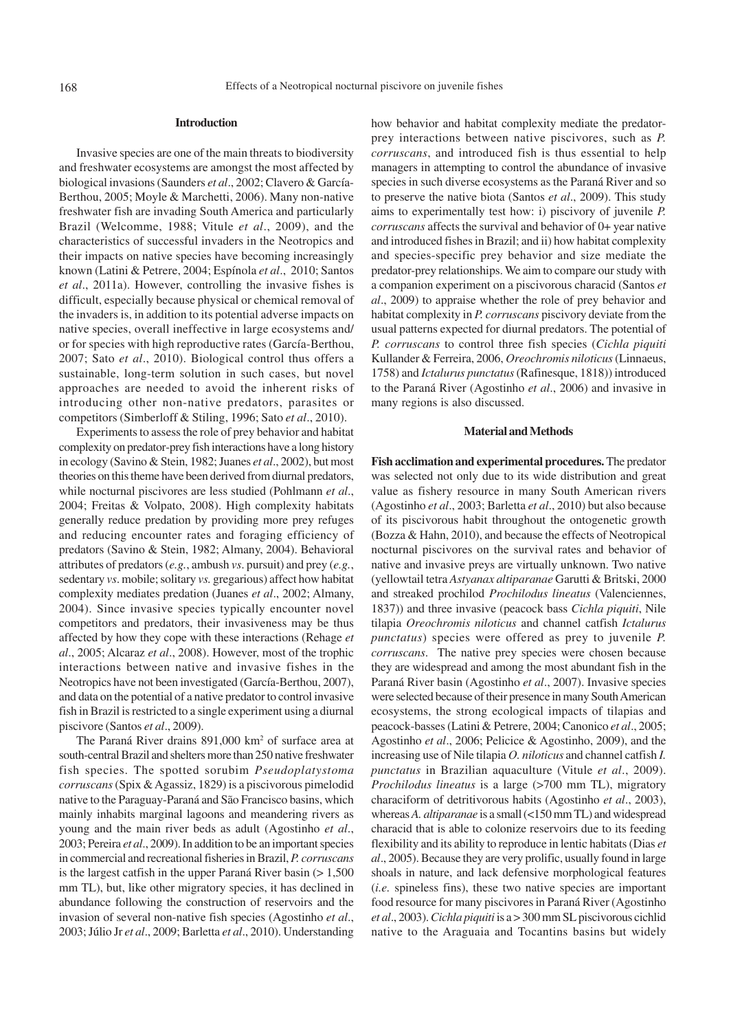## Introduction

Invasive species are one of the main threats to biodiversity and freshwater ecosystems are amongst the most affected by biological invasions (Saunders *et al*., 2002; Clavero & García-Berthou, 2005; Moyle & Marchetti, 2006). Many non-native freshwater fish are invading South America and particularly Brazil (Welcomme, 1988; Vitule *et al*., 2009), and the characteristics of successful invaders in the Neotropics and their impacts on native species have becoming increasingly known (Latini & Petrere, 2004; Espínola *et al*., 2010; Santos *et al*., 2011a). However, controlling the invasive fishes is difficult, especially because physical or chemical removal of the invaders is, in addition to its potential adverse impacts on native species, overall ineffective in large ecosystems and/or for species with high reproductive rates (García-Berthou, 2007; Sato *et al*., 2010). Biological control thus offers a sustainable, long-term solution in such cases, but novel approaches are needed to avoid the inherent risks of introducing other non-native predators, parasites or competitors (Simberloff & Stiling, 1996; Sato *et al*., 2010).

Experiments to assess the role of prey behavior and habitat complexity on predator-prey fish interactions have a long history in ecology (Savino & Stein, 1982; Juanes *et al*., 2002), but most theories on this theme have been derived from diurnal predators, while nocturnal piscivores are less studied (Pohlmann *et al*., 2004; Freitas & Volpato, 2008). High complexity habitats generally reduce predation by providing more prey refuges and reducing encounter rates and foraging efficiency of predators (Savino & Stein, 1982; Almany, 2004). Behavioral attributes of predators (*e.g.*, ambush *vs*. pursuit) and prey (*e.g.*, sedentary *vs*. mobile; solitary *vs.* gregarious) affect how habitat complexity mediates predation (Juanes *et al*., 2002; Almany, 2004). Since invasive species typically encounter novel competitors and predators, their invasiveness may be thus affected by how they cope with these interactions (Rehage *et al*., 2005; Alcaraz *et al*., 2008). However, most of the trophic interactions between native and invasive fishes in the Neotropics have not been investigated (García-Berthou, 2007), and data on the potential of a native predator to control invasive fish in Brazil is restricted to a single experiment using a diurnal piscivore (Santos *et al*., 2009).

The Paraná River drains 891,000 km$^2$ of surface area at south-central Brazil and shelters more than 250 native freshwater fish species. The spotted sorubim *Pseudoplatystoma corruscans* (Spix & Agassiz, 1829) is a piscivorous pimelodid native to the Paraguay-Paraná and São Francisco basins, which mainly inhabits marginal lagoons and meandering rivers as young and the main river beds as adult (Agostinho *et al*., 2003; Pereira *et al*., 2009). In addition to be an important species in commercial and recreational fisheries in Brazil, *P. corruscans* is the largest catfish in the upper Paraná River basin (> 1,500 mm TL), but, like other migratory species, it has declined in abundance following the construction of reservoirs and the invasion of several non-native fish species (Agostinho *et al*., 2003; Júlio Jr *et al*., 2009; Barletta *et al*., 2010). Understanding how behavior and habitat complexity mediate the predator-prey interactions between native piscivores, such as *P. corruscans*, and introduced fish is thus essential to help managers in attempting to control the abundance of invasive species in such diverse ecosystems as the Paraná River and so to preserve the native biota (Santos *et al*., 2009). This study aims to experimentally test how: i) piscivory of juvenile *P. corruscans* affects the survival and behavior of 0+ year native and introduced fishes in Brazil; and ii) how habitat complexity and species-specific prey behavior and size mediate the predator-prey relationships. We aim to compare our study with a companion experiment on a piscivorous characid (Santos *et al*., 2009) to appraise whether the role of prey behavior and habitat complexity in *P. corruscans* piscivory deviate from the usual patterns expected for diurnal predators. The potential of *P. corruscans* to control three fish species (*Cichla piquiti* Kullander & Ferreira, 2006, *Oreochromis niloticus* (Linnaeus, 1758) and *Ictalurus punctatus* (Rafinesque, 1818)) introduced to the Paraná River (Agostinho *et al*., 2006) and invasive in many regions is also discussed.

## Material and Methods

**Fish acclimation and experimental procedures.** The predator was selected not only due to its wide distribution and great value as fishery resource in many South American rivers (Agostinho *et al*., 2003; Barletta *et al*., 2010) but also because of its piscivorous habit throughout the ontogenetic growth (Bozza & Hahn, 2010), and because the effects of Neotropical nocturnal piscivores on the survival rates and behavior of native and invasive preys are virtually unknown. Two native (yellowtail tetra *Astyanax altiparanae* Garutti & Britski, 2000 and streaked prochilod *Prochilodus lineatus* (Valenciennes, 1837)) and three invasive (peacock bass *Cichla piquiti*, Nile tilapia *Oreochromis niloticus* and channel catfish *Ictalurus punctatus*) species were offered as prey to juvenile *P. corruscans*. The native prey species were chosen because they are widespread and among the most abundant fish in the Paraná River basin (Agostinho *et al*., 2007). Invasive species were selected because of their presence in many South American ecosystems, the strong ecological impacts of tilapias and peacock-basses (Latini & Petrere, 2004; Canonico *et al*., 2005; Agostinho *et al*., 2006; Pelicice & Agostinho, 2009), and the increasing use of Nile tilapia *O. niloticus* and channel catfish *I. punctatus* in Brazilian aquaculture (Vitule *et al*., 2009). *Prochilodus lineatus* is a large (>700 mm TL), migratory characiform of detritivorous habits (Agostinho *et al*., 2003), whereas *A. altiparanae* is a small (<150 mm TL) and widespread characid that is able to colonize reservoirs due to its feeding flexibility and its ability to reproduce in lentic habitats (Dias *et al*., 2005). Because they are very prolific, usually found in large shoals in nature, and lack defensive morphological features (*i.e.* spineless fins), these two native species are important food resource for many piscivores in Paraná River (Agostinho *et al*., 2003). *Cichla piquiti* is a > 300 mm SL piscivorous cichlid native to the Araguaia and Tocantins basins but widely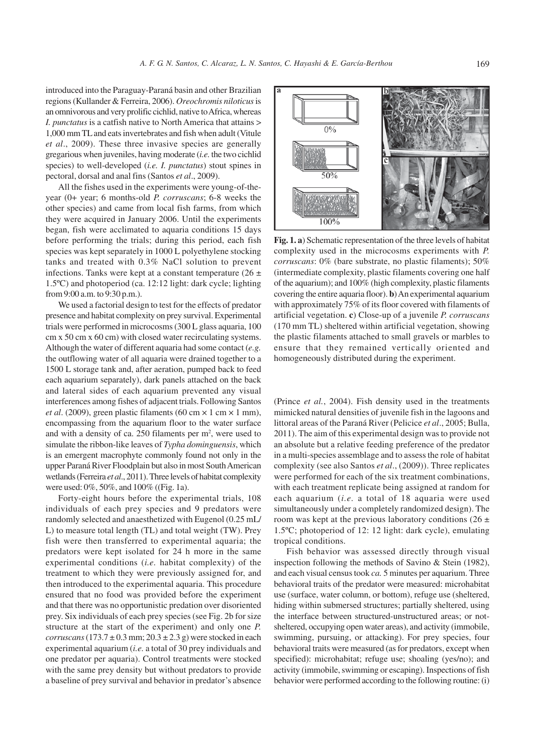introduced into the Paraguay-Paraná basin and other Brazilian regions (Kullander & Ferreira, 2006). *Oreochromis niloticus* is an omnivorous and very prolific cichlid, native to Africa, whereas *I. punctatus* is a catfish native to North America that attains > 1,000 mm TL and eats invertebrates and fish when adult (Vitule *et al*., 2009). These three invasive species are generally gregarious when juveniles, having moderate (*i.e.* the two cichlid species) to well-developed (*i.e. I. punctatus*) stout spines in pectoral, dorsal and anal fins (Santos *et al*., 2009).

All the fishes used in the experiments were young-of-the-year (0+ year; 6 months-old *P. corruscans*; 6-8 weeks the other species) and came from local fish farms, from which they were acquired in January 2006. Until the experiments began, fish were acclimated to aquaria conditions 15 days before performing the trials; during this period, each fish species was kept separately in 1000 L polyethylene stocking tanks and treated with 0.3% NaCl solution to prevent infections. Tanks were kept at a constant temperature (26 ± 1.5ºC) and photoperiod (ca. 12:12 light: dark cycle; lighting from 9:00 a.m. to 9:30 p.m.).

We used a factorial design to test for the effects of predator presence and habitat complexity on prey survival. Experimental trials were performed in microcosms (300 L glass aquaria, 100 cm x 50 cm x 60 cm) with closed water recirculating systems. Although the water of different aquaria had some contact (*e.g.* the outflowing water of all aquaria were drained together to a 1500 L storage tank and, after aeration, pumped back to feed each aquarium separately), dark panels attached on the back and lateral sides of each aquarium prevented any visual interferences among fishes of adjacent trials. Following Santos *et al*. (2009), green plastic filaments (60 cm × 1 cm × 1 mm), encompassing from the aquarium floor to the water surface and with a density of ca. 250 filaments per m$^2$, were used to simulate the ribbon-like leaves of *Typha dominguensis*, which is an emergent macrophyte commonly found not only in the upper Paraná River Floodplain but also in most South American wetlands (Ferreira *et al*., 2011). Three levels of habitat complexity were used: 0%, 50%, and 100% ((Fig. 1a).

Forty-eight hours before the experimental trials, 108 individuals of each prey species and 9 predators were randomly selected and anaesthetized with Eugenol (0.25 mL/L) to measure total length (TL) and total weight (TW). Prey fish were then transferred to experimental aquaria; the predators were kept isolated for 24 h more in the same experimental conditions (*i.e.* habitat complexity) of the treatment to which they were previously assigned for, and then introduced to the experimental aquaria. This procedure ensured that no food was provided before the experiment and that there was no opportunistic predation over disoriented prey. Six individuals of each prey species (see Fig. 2b for size structure at the start of the experiment) and only one *P. corruscans* (173.7 ± 0.3 mm; 20.3 ± 2.3 g) were stocked in each experimental aquarium (*i.e.* a total of 30 prey individuals and one predator per aquaria). Control treatments were stocked with the same prey density but without predators to provide a baseline of prey survival and behavior in predator's absence

**Fig. 1. a**) Schematic representation of the three levels of habitat complexity used in the microcosms experiments with *P. corruscans*: 0% (bare substrate, no plastic filaments); 50% (intermediate complexity, plastic filaments covering one half of the aquarium); and 100% (high complexity, plastic filaments covering the entire aquaria floor). **b**) An experimental aquarium with approximately 75% of its floor covered with filaments of artificial vegetation. **c**) Close-up of a juvenile *P. corruscans* (170 mm TL) sheltered within artificial vegetation, showing the plastic filaments attached to small gravels or marbles to ensure that they remained vertically oriented and homogeneously distributed during the experiment.

(Prince *et al.*, 2004). Fish density used in the treatments mimicked natural densities of juvenile fish in the lagoons and littoral areas of the Paraná River (Pelicice *et al*., 2005; Bulla, 2011). The aim of this experimental design was to provide not an absolute but a relative feeding preference of the predator in a multi-species assemblage and to assess the role of habitat complexity (see also Santos *et al*., (2009)). Three replicates were performed for each of the six treatment combinations, with each treatment replicate being assigned at random for each aquarium (*i.e.* a total of 18 aquaria were used simultaneously under a completely randomized design). The room was kept at the previous laboratory conditions (26 ± 1.5ºC; photoperiod of 12: 12 light: dark cycle), emulating tropical conditions.

Fish behavior was assessed directly through visual inspection following the methods of Savino & Stein (1982), and each visual census took *ca.* 5 minutes per aquarium. Three behavioral traits of the predator were measured: microhabitat use (surface, water column, or bottom), refuge use (sheltered, hiding within submersed structures; partially sheltered, using the interface between structured-unstructured areas; or not-sheltered, occupying open water areas), and activity (immobile, swimming, pursuing, or attacking). For prey species, four behavioral traits were measured (as for predators, except when specified): microhabitat; refuge use; shoaling (yes/no); and activity (immobile, swimming or escaping). Inspections of fish behavior were performed according to the following routine: (i)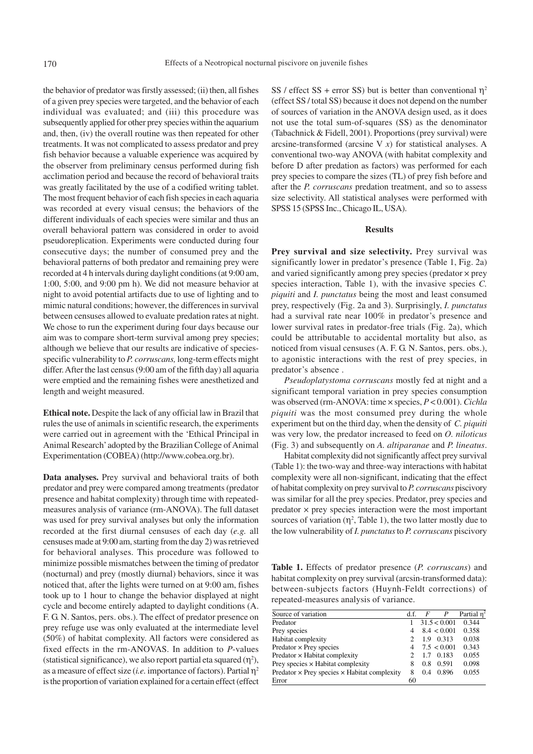the behavior of predator was firstly assessed; (ii) then, all fishes of a given prey species were targeted, and the behavior of each individual was evaluated; and (iii) this procedure was subsequently applied for other prey species within the aquarium and, then, (iv) the overall routine was then repeated for other treatments. It was not complicated to assess predator and prey fish behavior because a valuable experience was acquired by the observer from preliminary census performed during fish acclimation period and because the record of behavioral traits was greatly facilitated by the use of a codified writing tablet. The most frequent behavior of each fish species in each aquaria was recorded at every visual census; the behaviors of the different individuals of each species were similar and thus an overall behavioral pattern was considered in order to avoid pseudoreplication. Experiments were conducted during four consecutive days; the number of consumed prey and the behavioral patterns of both predator and remaining prey were recorded at 4 h intervals during daylight conditions (at 9:00 am, 1:00, 5:00, and 9:00 pm h). We did not measure behavior at night to avoid potential artifacts due to use of lighting and to mimic natural conditions; however, the differences in survival between censuses allowed to evaluate predation rates at night. We chose to run the experiment during four days because our aim was to compare short-term survival among prey species; although we believe that our results are indicative of species-specific vulnerability to *P. corruscans,* long-term effects might differ. After the last census (9:00 am of the fifth day) all aquaria were emptied and the remaining fishes were anesthetized and length and weight measured.

**Ethical note.** Despite the lack of any official law in Brazil that rules the use of animals in scientific research, the experiments were carried out in agreement with the 'Ethical Principal in Animal Research' adopted by the Brazilian College of Animal Experimentation (COBEA) (http://www.cobea.org.br).

**Data analyses.** Prey survival and behavioral traits of both predator and prey were compared among treatments (predator presence and habitat complexity) through time with repeated-measures analysis of variance (rm-ANOVA). The full dataset was used for prey survival analyses but only the information recorded at the first diurnal censuses of each day (*e.g.* all censuses made at 9:00 am, starting from the day 2) was retrieved for behavioral analyses. This procedure was followed to minimize possible mismatches between the timing of predator (nocturnal) and prey (mostly diurnal) behaviors, since it was noticed that, after the lights were turned on at 9:00 am, fishes took up to 1 hour to change the behavior displayed at night cycle and become entirely adapted to daylight conditions (A. F. G. N. Santos, pers. obs.). The effect of predator presence on prey refuge use was only evaluated at the intermediate level (50%) of habitat complexity. All factors were considered as fixed effects in the rm-ANOVAS. In addition to *P*-values (statistical significance), we also report partial eta squared ($\eta^2$), as a measure of effect size (*i.e.* importance of factors). Partial $\eta^2$ is the proportion of variation explained for a certain effect (effect SS / effect SS + error SS) but is better than conventional $\eta^2$ (effect SS / total SS) because it does not depend on the number of sources of variation in the ANOVA design used, as it does not use the total sum-of-squares (SS) as the denominator (Tabachnick & Fidell, 2001). Proportions (prey survival) were arcsine-transformed (arcsine V *x*) for statistical analyses. A conventional two-way ANOVA (with habitat complexity and before D after predation as factors) was performed for each prey species to compare the sizes (TL) of prey fish before and after the *P. corruscans* predation treatment, and so to assess size selectivity. All statistical analyses were performed with SPSS 15 (SPSS Inc., Chicago IL, USA).

## Results

**Prey survival and size selectivity.** Prey survival was significantly lower in predator's presence (Table 1, Fig. 2a) and varied significantly among prey species (predator × prey species interaction, Table 1), with the invasive species *C. piquiti* and *I. punctatus* being the most and least consumed prey, respectively (Fig. 2a and 3). Surprisingly, *I. punctatus* had a survival rate near 100% in predator's presence and lower survival rates in predator-free trials (Fig. 2a), which could be attributable to accidental mortality but also, as noticed from visual censuses (A. F. G. N. Santos, pers. obs.), to agonistic interactions with the rest of prey species, in predator's absence .

*Pseudoplatystoma corruscans* mostly fed at night and a significant temporal variation in prey species consumption was observed (rm-ANOVA: time × species, $P < 0.001$). *Cichla piquiti* was the most consumed prey during the whole experiment but on the third day, when the density of *C. piquiti* was very low, the predator increased to feed on *O. niloticus* (Fig. 3) and subsequently on *A. altiparanae* and *P. lineatus*.

Habitat complexity did not significantly affect prey survival (Table 1): the two-way and three-way interactions with habitat complexity were all non-significant, indicating that the effect of habitat complexity on prey survival to *P. corruscans* piscivory was similar for all the prey species. Predator, prey species and predator × prey species interaction were the most important sources of variation ($\eta^2$, Table 1), the two latter mostly due to the low vulnerability of *I. punctatus* to *P. corruscans* piscivory

**Table 1.** Effects of predator presence (*P. corruscans*) and habitat complexity on prey survival (arcsin-transformed data): between-subjects factors (Huynh-Feldt corrections) of repeated-measures analysis of variance.

| Source of variation | d.f. | *F* | *P* | Partial $\eta^2$ |
|---|---|---|---|---|
| Predator | 1 | 31.5 | < 0.001 | 0.344 |
| Prey species | 4 | 8.4 | < 0.001 | 0.358 |
| Habitat complexity | 2 | 1.9 | 0.313 | 0.038 |
| Predator × Prey species | 4 | 7.5 | < 0.001 | 0.343 |
| Predator × Habitat complexity | 2 | 1.7 | 0.183 | 0.055 |
| Prey species × Habitat complexity | 8 | 0.8 | 0.591 | 0.098 |
| Predator × Prey species × Habitat complexity | 8 | 0.4 | 0.896 | 0.055 |
| Error | 60 | | | |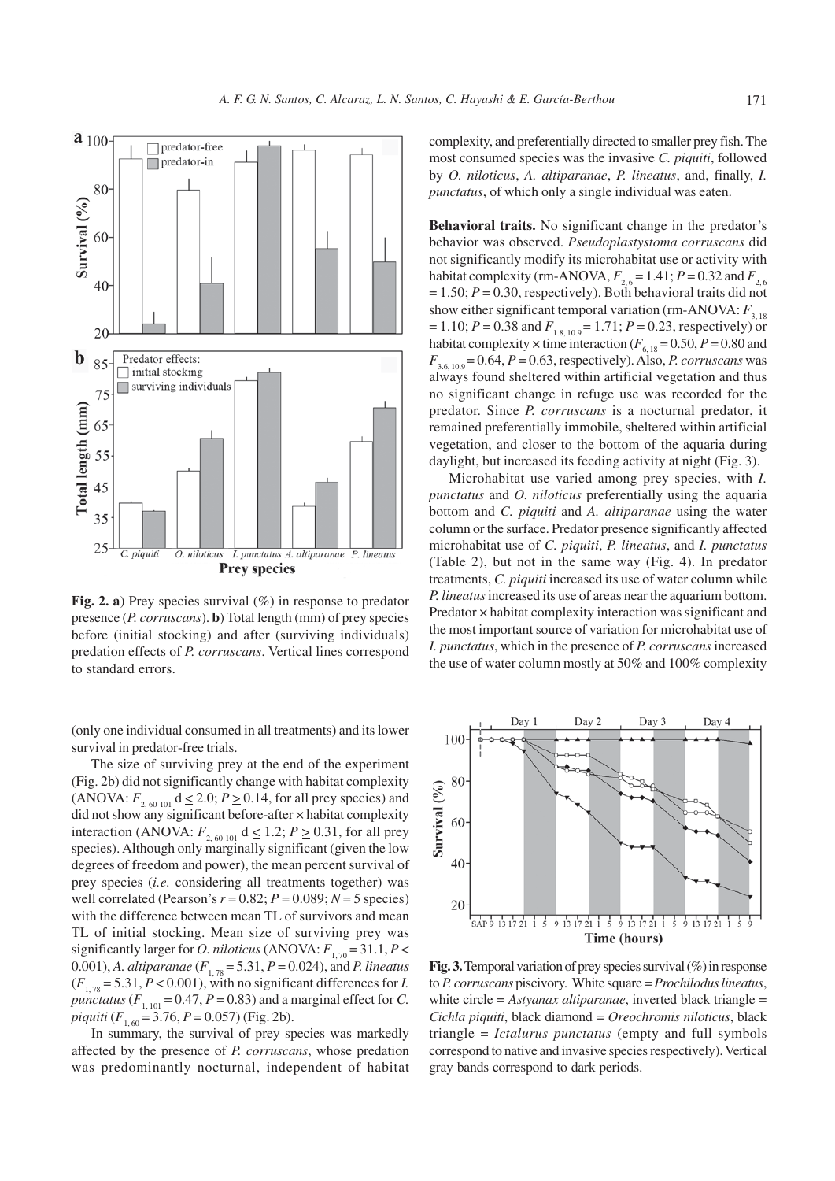**Fig. 2. a**) Prey species survival (%) in response to predator presence (*P. corruscans*). **b**) Total length (mm) of prey species before (initial stocking) and after (surviving individuals) predation effects of *P. corruscans*. Vertical lines correspond to standard errors.

(only one individual consumed in all treatments) and its lower survival in predator-free trials.

The size of surviving prey at the end of the experiment (Fig. 2b) did not significantly change with habitat complexity (ANOVA: $F_{2, 60\text{-}101}$ d $\leq 2.0$; $P \geq 0.14$, for all prey species) and did not show any significant before-after × habitat complexity interaction (ANOVA: $F_{2, 60\text{-}101}$ d $\leq 1.2$; $P \geq 0.31$, for all prey species). Although only marginally significant (given the low degrees of freedom and power), the mean percent survival of prey species (*i.e.* considering all treatments together) was well correlated (Pearson's $r = 0.82$; $P = 0.089$; $N = 5$ species) with the difference between mean TL of survivors and mean TL of initial stocking. Mean size of surviving prey was significantly larger for *O. niloticus* (ANOVA: $F_{1, 70} = 31.1$, $P < 0.001$), *A. altiparanae* ($F_{1, 78} = 5.31$, $P = 0.024$), and *P. lineatus* ($F_{1, 78} = 5.31$, $P < 0.001$), with no significant differences for *I. punctatus* ($F_{1, 101} = 0.47$, $P = 0.83$) and a marginal effect for *C. piquiti* ($F_{1, 60} = 3.76$, $P = 0.057$) (Fig. 2b).

In summary, the survival of prey species was markedly affected by the presence of *P. corruscans*, whose predation was predominantly nocturnal, independent of habitat complexity, and preferentially directed to smaller prey fish. The most consumed species was the invasive *C. piquiti*, followed by *O. niloticus*, *A. altiparanae*, *P. lineatus*, and, finally, *I. punctatus*, of which only a single individual was eaten.

**Behavioral traits.** No significant change in the predator's behavior was observed. *Pseudoplastystoma corruscans* did not significantly modify its microhabitat use or activity with habitat complexity (rm-ANOVA, $F_{2, 6} = 1.41$; $P = 0.32$ and $F_{2, 6} = 1.50$; $P = 0.30$, respectively). Both behavioral traits did not show either significant temporal variation (rm-ANOVA: $F_{3, 18} = 1.10$; $P = 0.38$ and $F_{1.8, 10.9} = 1.71$; $P = 0.23$, respectively) or habitat complexity × time interaction ($F_{6, 18} = 0.50$, $P = 0.80$ and $F_{3.6, 10.9} = 0.64$, $P = 0.63$, respectively). Also, *P. corruscans* was always found sheltered within artificial vegetation and thus no significant change in refuge use was recorded for the predator. Since *P. corruscans* is a nocturnal predator, it remained preferentially immobile, sheltered within artificial vegetation, and closer to the bottom of the aquaria during daylight, but increased its feeding activity at night (Fig. 3).

Microhabitat use varied among prey species, with *I. punctatus* and *O. niloticus* preferentially using the aquaria bottom and *C. piquiti* and *A. altiparanae* using the water column or the surface. Predator presence significantly affected microhabitat use of *C. piquiti*, *P. lineatus*, and *I. punctatus* (Table 2), but not in the same way (Fig. 4). In predator treatments, *C. piquiti* increased its use of water column while *P. lineatus* increased its use of areas near the aquarium bottom. Predator × habitat complexity interaction was significant and the most important source of variation for microhabitat use of *I. punctatus*, which in the presence of *P. corruscans* increased the use of water column mostly at 50% and 100% complexity

**Fig. 3.** Temporal variation of prey species survival (%) in response to *P. corruscans* piscivory. White square = *Prochilodus lineatus*, white circle = *Astyanax altiparanae*, inverted black triangle = *Cichla piquiti*, black diamond = *Oreochromis niloticus*, black triangle = *Ictalurus punctatus* (empty and full symbols correspond to native and invasive species respectively). Vertical gray bands correspond to dark periods.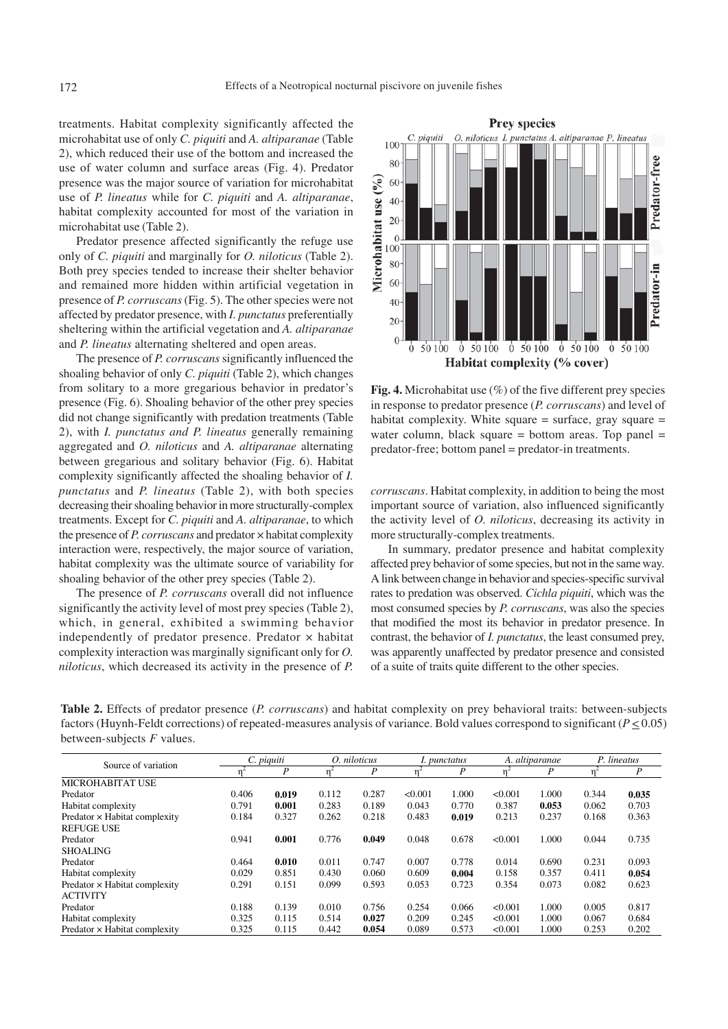treatments. Habitat complexity significantly affected the microhabitat use of only *C. piquiti* and *A. altiparanae* (Table 2), which reduced their use of the bottom and increased the use of water column and surface areas (Fig. 4). Predator presence was the major source of variation for microhabitat use of *P. lineatus* while for *C. piquiti* and *A. altiparanae*, habitat complexity accounted for most of the variation in microhabitat use (Table 2).

Predator presence affected significantly the refuge use only of *C. piquiti* and marginally for *O. niloticus* (Table 2). Both prey species tended to increase their shelter behavior and remained more hidden within artificial vegetation in presence of *P. corruscans* (Fig. 5). The other species were not affected by predator presence, with *I. punctatus* preferentially sheltering within the artificial vegetation and *A. altiparanae* and *P. lineatus* alternating sheltered and open areas.

The presence of *P. corruscans* significantly influenced the shoaling behavior of only *C. piquiti* (Table 2), which changes from solitary to a more gregarious behavior in predator's presence (Fig. 6). Shoaling behavior of the other prey species did not change significantly with predation treatments (Table 2), with *I. punctatus and P. lineatus* generally remaining aggregated and *O. niloticus* and *A. altiparanae* alternating between gregarious and solitary behavior (Fig. 6). Habitat complexity significantly affected the shoaling behavior of *I. punctatus* and *P. lineatus* (Table 2), with both species decreasing their shoaling behavior in more structurally-complex treatments. Except for *C. piquiti* and *A. altiparanae*, to which the presence of *P. corruscans* and predator × habitat complexity interaction were, respectively, the major source of variation, habitat complexity was the ultimate source of variability for shoaling behavior of the other prey species (Table 2).

The presence of *P. corruscans* overall did not influence significantly the activity level of most prey species (Table 2), which, in general, exhibited a swimming behavior independently of predator presence. Predator × habitat complexity interaction was marginally significant only for *O. niloticus*, which decreased its activity in the presence of *P. corruscans*. Habitat complexity, in addition to being the most important source of variation, also influenced significantly the activity level of *O. niloticus*, decreasing its activity in more structurally-complex treatments.

In summary, predator presence and habitat complexity affected prey behavior of some species, but not in the same way. A link between change in behavior and species-specific survival rates to predation was observed. *Cichla piquiti*, which was the most consumed species by *P. corruscans*, was also the species that modified the most its behavior in predator presence. In contrast, the behavior of *I. punctatus*, the least consumed prey, was apparently unaffected by predator presence and consisted of a suite of traits quite different to the other species.

**Fig. 4.** Microhabitat use (%) of the five different prey species in response to predator presence (*P. corruscans*) and level of habitat complexity. White square = surface, gray square = water column, black square = bottom areas. Top panel = predator-free; bottom panel = predator-in treatments.

**Table 2.** Effects of predator presence (*P. corruscans*) and habitat complexity on prey behavioral traits: between-subjects factors (Huynh-Feldt corrections) of repeated-measures analysis of variance. Bold values correspond to significant ($P \leq 0.05$) between-subjects $F$ values.

| Source of variation | *C. piquiti* | | *O. niloticus* | | *I. punctatus* | | *A. altiparanae* | | *P. lineatus* | |
|---|---|---|---|---|---|---|---|---|---|---|
| | $\eta^2$ | $P$ | $\eta^2$ | $P$ | $\eta^2$ | $P$ | $\eta^2$ | $P$ | $\eta^2$ | $P$ |
| MICROHABITAT USE | | | | | | | | | | |
| Predator | 0.406 | **0.019** | 0.112 | 0.287 | <0.001 | 1.000 | <0.001 | 1.000 | 0.344 | **0.035** |
| Habitat complexity | 0.791 | **0.001** | 0.283 | 0.189 | 0.043 | 0.770 | 0.387 | **0.053** | 0.062 | 0.703 |
| Predator × Habitat complexity | 0.184 | 0.327 | 0.262 | 0.218 | 0.483 | **0.019** | 0.213 | 0.237 | 0.168 | 0.363 |
| REFUGE USE | | | | | | | | | | |
| Predator | 0.941 | **0.001** | 0.776 | **0.049** | 0.048 | 0.678 | <0.001 | 1.000 | 0.044 | 0.735 |
| SHOALING | | | | | | | | | | |
| Predator | 0.464 | **0.010** | 0.011 | 0.747 | 0.007 | 0.778 | 0.014 | 0.690 | 0.231 | 0.093 |
| Habitat complexity | 0.029 | 0.851 | 0.430 | 0.060 | 0.609 | **0.004** | 0.158 | 0.357 | 0.411 | **0.054** |
| Predator × Habitat complexity | 0.291 | 0.151 | 0.099 | 0.593 | 0.053 | 0.723 | 0.354 | 0.073 | 0.082 | 0.623 |
| ACTIVITY | | | | | | | | | | |
| Predator | 0.188 | 0.139 | 0.010 | 0.756 | 0.254 | 0.066 | <0.001 | 1.000 | 0.005 | 0.817 |
| Habitat complexity | 0.325 | 0.115 | 0.514 | **0.027** | 0.209 | 0.245 | <0.001 | 1.000 | 0.067 | 0.684 |
| Predator × Habitat complexity | 0.325 | 0.115 | 0.442 | **0.054** | 0.089 | 0.573 | <0.001 | 1.000 | 0.253 | 0.202 |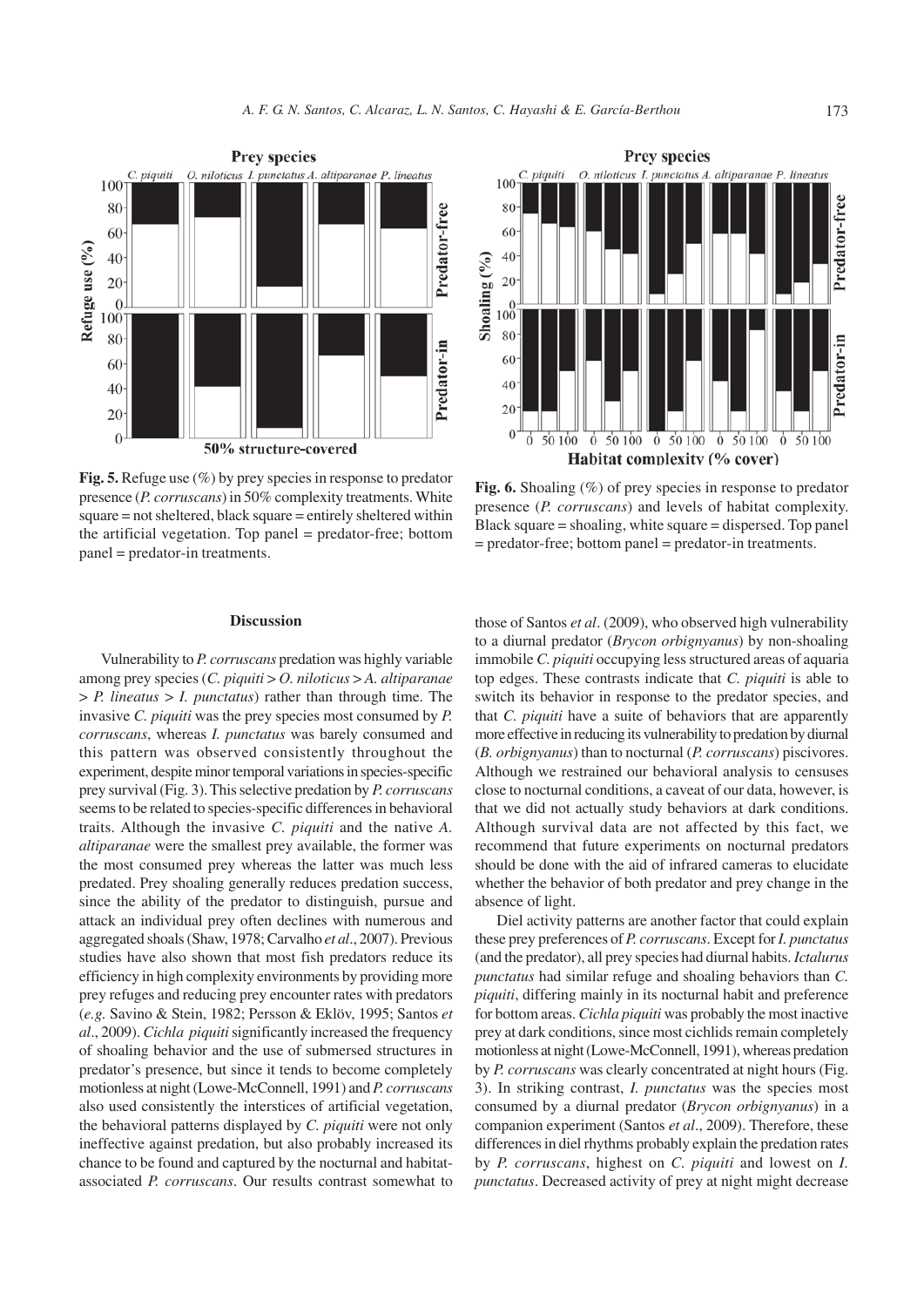**Fig. 5.** Refuge use (%) by prey species in response to predator presence (*P. corruscans*) in 50% complexity treatments. White square = not sheltered, black square = entirely sheltered within the artificial vegetation. Top panel = predator-free; bottom panel = predator-in treatments.

**Fig. 6.** Shoaling (%) of prey species in response to predator presence (*P. corruscans*) and levels of habitat complexity. Black square = shoaling, white square = dispersed. Top panel = predator-free; bottom panel = predator-in treatments.

## Discussion

Vulnerability to *P. corruscans* predation was highly variable among prey species (*C. piquiti* > *O. niloticus* > *A. altiparanae* > *P. lineatus* > *I. punctatus*) rather than through time. The invasive *C. piquiti* was the prey species most consumed by *P. corruscans*, whereas *I. punctatus* was barely consumed and this pattern was observed consistently throughout the experiment, despite minor temporal variations in species-specific prey survival (Fig. 3). This selective predation by *P. corruscans* seems to be related to species-specific differences in behavioral traits. Although the invasive *C. piquiti* and the native *A. altiparanae* were the smallest prey available, the former was the most consumed prey whereas the latter was much less predated. Prey shoaling generally reduces predation success, since the ability of the predator to distinguish, pursue and attack an individual prey often declines with numerous and aggregated shoals (Shaw, 1978; Carvalho *et al*., 2007). Previous studies have also shown that most fish predators reduce its efficiency in high complexity environments by providing more prey refuges and reducing prey encounter rates with predators (*e.g.* Savino & Stein, 1982; Persson & Eklöv, 1995; Santos *et al*., 2009). *Cichla piquiti* significantly increased the frequency of shoaling behavior and the use of submersed structures in predator's presence, but since it tends to become completely motionless at night (Lowe-McConnell, 1991) and *P. corruscans* also used consistently the interstices of artificial vegetation, the behavioral patterns displayed by *C. piquiti* were not only ineffective against predation, but also probably increased its chance to be found and captured by the nocturnal and habitat-associated *P. corruscans*. Our results contrast somewhat to those of Santos *et al*. (2009), who observed high vulnerability to a diurnal predator (*Brycon orbignyanus*) by non-shoaling immobile *C. piquiti* occupying less structured areas of aquaria top edges. These contrasts indicate that *C. piquiti* is able to switch its behavior in response to the predator species, and that *C. piquiti* have a suite of behaviors that are apparently more effective in reducing its vulnerability to predation by diurnal (*B. orbignyanus*) than to nocturnal (*P. corruscans*) piscivores. Although we restrained our behavioral analysis to censuses close to nocturnal conditions, a caveat of our data, however, is that we did not actually study behaviors at dark conditions. Although survival data are not affected by this fact, we recommend that future experiments on nocturnal predators should be done with the aid of infrared cameras to elucidate whether the behavior of both predator and prey change in the absence of light.

Diel activity patterns are another factor that could explain these prey preferences of *P. corruscans*. Except for *I. punctatus* (and the predator), all prey species had diurnal habits. *Ictalurus punctatus* had similar refuge and shoaling behaviors than *C. piquiti*, differing mainly in its nocturnal habit and preference for bottom areas. *Cichla piquiti* was probably the most inactive prey at dark conditions, since most cichlids remain completely motionless at night (Lowe-McConnell, 1991), whereas predation by *P. corruscans* was clearly concentrated at night hours (Fig. 3). In striking contrast, *I. punctatus* was the species most consumed by a diurnal predator (*Brycon orbignyanus*) in a companion experiment (Santos *et al*., 2009). Therefore, these differences in diel rhythms probably explain the predation rates by *P. corruscans*, highest on *C. piquiti* and lowest on *I. punctatus*. Decreased activity of prey at night might decrease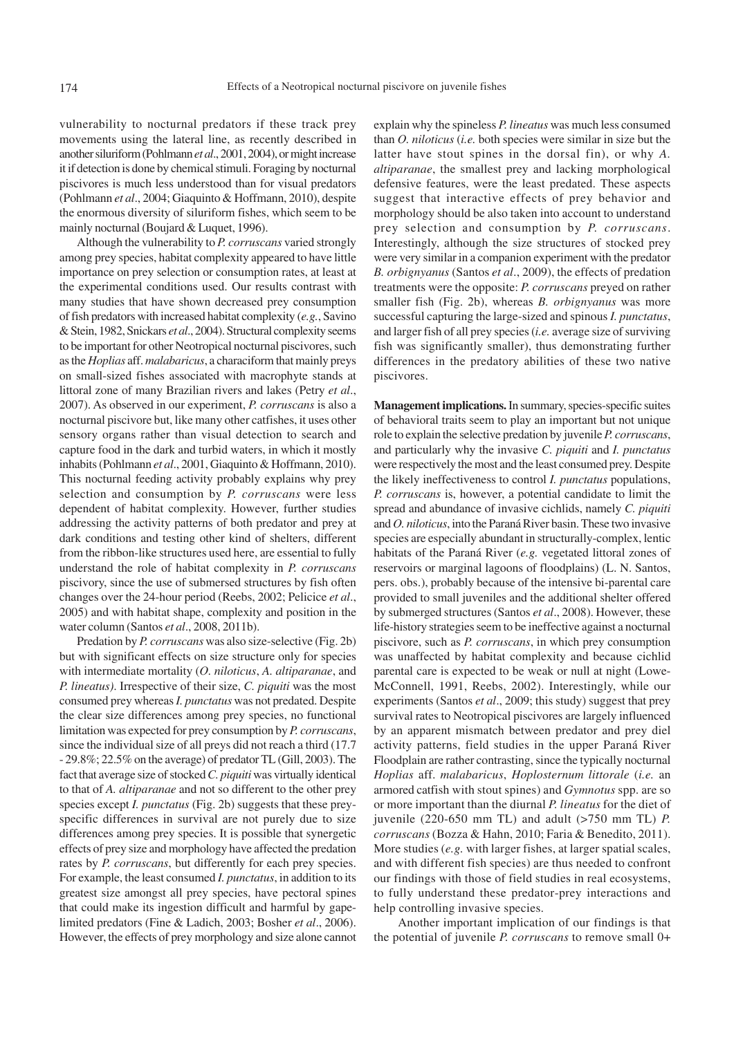vulnerability to nocturnal predators if these track prey movements using the lateral line, as recently described in another siluriform (Pohlmann *et al*., 2001, 2004), or might increase it if detection is done by chemical stimuli. Foraging by nocturnal piscivores is much less understood than for visual predators (Pohlmann *et al*., 2004; Giaquinto & Hoffmann, 2010), despite the enormous diversity of siluriform fishes, which seem to be mainly nocturnal (Boujard & Luquet, 1996).

Although the vulnerability to *P. corruscans* varied strongly among prey species, habitat complexity appeared to have little importance on prey selection or consumption rates, at least at the experimental conditions used. Our results contrast with many studies that have shown decreased prey consumption of fish predators with increased habitat complexity (*e.g.*, Savino & Stein, 1982, Snickars *et al*., 2004). Structural complexity seems to be important for other Neotropical nocturnal piscivores, such as the *Hoplias* aff. *malabaricus*, a characiform that mainly preys on small-sized fishes associated with macrophyte stands at littoral zone of many Brazilian rivers and lakes (Petry *et al*., 2007). As observed in our experiment, *P. corruscans* is also a nocturnal piscivore but, like many other catfishes, it uses other sensory organs rather than visual detection to search and capture food in the dark and turbid waters, in which it mostly inhabits (Pohlmann *et al*., 2001, Giaquinto & Hoffmann, 2010). This nocturnal feeding activity probably explains why prey selection and consumption by *P. corruscans* were less dependent of habitat complexity. However, further studies addressing the activity patterns of both predator and prey at dark conditions and testing other kind of shelters, different from the ribbon-like structures used here, are essential to fully understand the role of habitat complexity in *P. corruscans* piscivory, since the use of submersed structures by fish often changes over the 24-hour period (Reebs, 2002; Pelicice *et al*., 2005) and with habitat shape, complexity and position in the water column (Santos *et al*., 2008, 2011b).

Predation by *P. corruscans* was also size-selective (Fig. 2b) but with significant effects on size structure only for species with intermediate mortality (*O. niloticus*, *A. altiparanae*, and *P. lineatus)*. Irrespective of their size, *C. piquiti* was the most consumed prey whereas *I. punctatus* was not predated. Despite the clear size differences among prey species, no functional limitation was expected for prey consumption by *P. corruscans*, since the individual size of all preys did not reach a third (17.7 - 29.8%; 22.5% on the average) of predator TL (Gill, 2003). The fact that average size of stocked *C. piquiti* was virtually identical to that of *A. altiparanae* and not so different to the other prey species except *I. punctatus* (Fig. 2b) suggests that these prey-specific differences in survival are not purely due to size differences among prey species. It is possible that synergetic effects of prey size and morphology have affected the predation rates by *P. corruscans*, but differently for each prey species. For example, the least consumed *I. punctatus*, in addition to its greatest size amongst all prey species, have pectoral spines that could make its ingestion difficult and harmful by gape-limited predators (Fine & Ladich, 2003; Bosher *et al*., 2006). However, the effects of prey morphology and size alone cannot explain why the spineless *P. lineatus* was much less consumed than *O. niloticus* (*i.e.* both species were similar in size but the latter have stout spines in the dorsal fin), or why *A. altiparanae*, the smallest prey and lacking morphological defensive features, were the least predated. These aspects suggest that interactive effects of prey behavior and morphology should be also taken into account to understand prey selection and consumption by *P. corruscans*. Interestingly, although the size structures of stocked prey were very similar in a companion experiment with the predator *B. orbignyanus* (Santos *et al*., 2009), the effects of predation treatments were the opposite: *P. corruscans* preyed on rather smaller fish (Fig. 2b), whereas *B. orbignyanus* was more successful capturing the large-sized and spinous *I. punctatus*, and larger fish of all prey species (*i.e.* average size of surviving fish was significantly smaller), thus demonstrating further differences in the predatory abilities of these two native piscivores.

**Management implications.** In summary, species-specific suites of behavioral traits seem to play an important but not unique role to explain the selective predation by juvenile *P. corruscans*, and particularly why the invasive *C. piquiti* and *I. punctatus* were respectively the most and the least consumed prey. Despite the likely ineffectiveness to control *I. punctatus* populations, *P. corruscans* is, however, a potential candidate to limit the spread and abundance of invasive cichlids, namely *C. piquiti* and *O. niloticus*, into the Paraná River basin. These two invasive species are especially abundant in structurally-complex, lentic habitats of the Paraná River (*e.g.* vegetated littoral zones of reservoirs or marginal lagoons of floodplains) (L. N. Santos, pers. obs.), probably because of the intensive bi-parental care provided to small juveniles and the additional shelter offered by submerged structures (Santos *et al*., 2008). However, these life-history strategies seem to be ineffective against a nocturnal piscivore, such as *P. corruscans*, in which prey consumption was unaffected by habitat complexity and because cichlid parental care is expected to be weak or null at night (Lowe-McConnell, 1991, Reebs, 2002). Interestingly, while our experiments (Santos *et al*., 2009; this study) suggest that prey survival rates to Neotropical piscivores are largely influenced by an apparent mismatch between predator and prey diel activity patterns, field studies in the upper Paraná River Floodplain are rather contrasting, since the typically nocturnal *Hoplias* aff. *malabaricus*, *Hoplosternum littorale* (*i.e.* an armored catfish with stout spines) and *Gymnotus* spp. are so or more important than the diurnal *P. lineatus* for the diet of juvenile (220-650 mm TL) and adult (>750 mm TL) *P. corruscans* (Bozza & Hahn, 2010; Faria & Benedito, 2011). More studies (*e.g.* with larger fishes, at larger spatial scales, and with different fish species) are thus needed to confront our findings with those of field studies in real ecosystems, to fully understand these predator-prey interactions and help controlling invasive species.

Another important implication of our findings is that the potential of juvenile *P. corruscans* to remove small 0+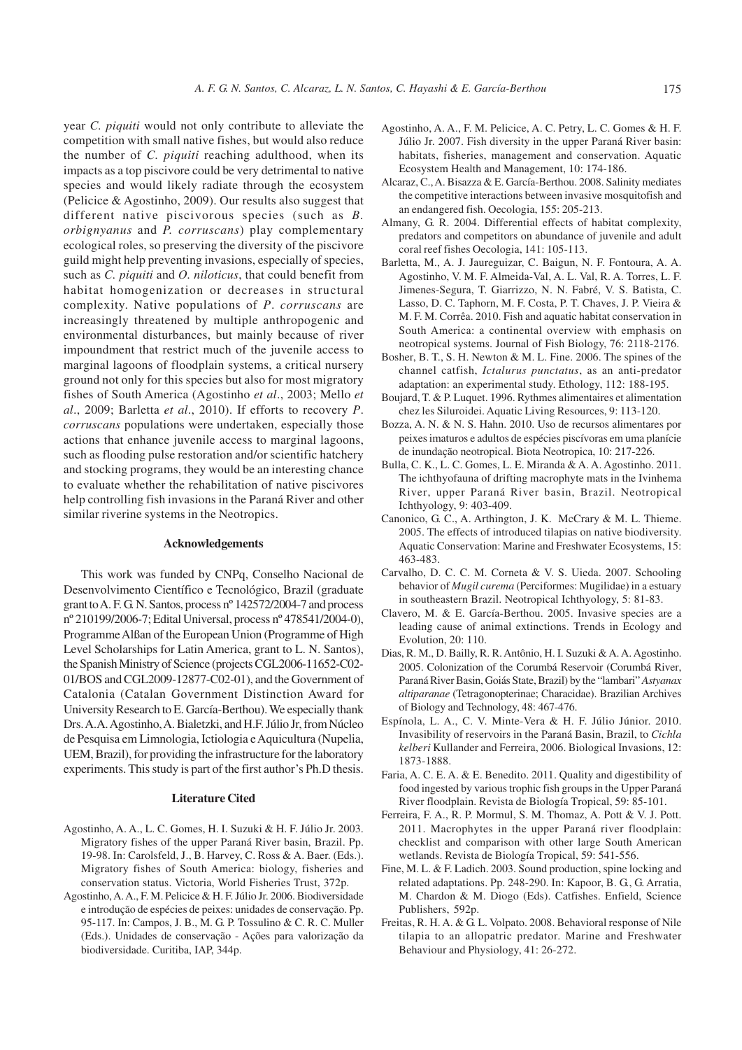year *C. piquiti* would not only contribute to alleviate the competition with small native fishes, but would also reduce the number of *C. piquiti* reaching adulthood, when its impacts as a top piscivore could be very detrimental to native species and would likely radiate through the ecosystem (Pelicice & Agostinho, 2009). Our results also suggest that different native piscivorous species (such as *B. orbignyanus* and *P. corruscans*) play complementary ecological roles, so preserving the diversity of the piscivore guild might help preventing invasions, especially of species, such as *C. piquiti* and *O. niloticus*, that could benefit from habitat homogenization or decreases in structural complexity. Native populations of *P. corruscans* are increasingly threatened by multiple anthropogenic and environmental disturbances, but mainly because of river impoundment that restrict much of the juvenile access to marginal lagoons of floodplain systems, a critical nursery ground not only for this species but also for most migratory fishes of South America (Agostinho *et al*., 2003; Mello *et al*., 2009; Barletta *et al*., 2010). If efforts to recovery *P. corruscans* populations were undertaken, especially those actions that enhance juvenile access to marginal lagoons, such as flooding pulse restoration and/or scientific hatchery and stocking programs, they would be an interesting chance to evaluate whether the rehabilitation of native piscivores help controlling fish invasions in the Paraná River and other similar riverine systems in the Neotropics.

## Acknowledgements

This work was funded by CNPq, Conselho Nacional de Desenvolvimento Científico e Tecnológico, Brazil (graduate grant to A. F. G. N. Santos, process nº 142572/2004-7 and process nº 210199/2006-7; Edital Universal, process nº 478541/2004-0), Programme Alßan of the European Union (Programme of High Level Scholarships for Latin America, grant to L. N. Santos), the Spanish Ministry of Science (projects CGL2006-11652-C02-01/BOS and CGL2009-12877-C02-01), and the Government of Catalonia (Catalan Government Distinction Award for University Research to E. García-Berthou). We especially thank Drs. A.A. Agostinho, A. Bialetzki, and H.F. Júlio Jr, from Núcleo de Pesquisa em Limnologia, Ictiologia e Aquicultura (Nupelia, UEM, Brazil), for providing the infrastructure for the laboratory experiments. This study is part of the first author's Ph.D thesis.

## Literature Cited

Agostinho, A. A., L. C. Gomes, H. I. Suzuki & H. F. Júlio Jr. 2003. Migratory fishes of the upper Paraná River basin, Brazil. Pp. 19-98. In: Carolsfeld, J., B. Harvey, C. Ross & A. Baer. (Eds.). Migratory fishes of South America: biology, fisheries and conservation status. Victoria, World Fisheries Trust, 372p.

Agostinho, A. A., F. M. Pelicice & H. F. Júlio Jr. 2006. Biodiversidade e introdução de espécies de peixes: unidades de conservação. Pp. 95-117. In: Campos, J. B., M. G. P. Tossulino & C. R. C. Muller (Eds.). Unidades de conservação - Ações para valorização da biodiversidade. Curitiba, IAP, 344p.

Agostinho, A. A., F. M. Pelicice, A. C. Petry, L. C. Gomes & H. F. Júlio Jr. 2007. Fish diversity in the upper Paraná River basin: habitats, fisheries, management and conservation. Aquatic Ecosystem Health and Management, 10: 174-186.

Alcaraz, C., A. Bisazza & E. García-Berthou. 2008. Salinity mediates the competitive interactions between invasive mosquitofish and an endangered fish. Oecologia, 155: 205-213.

Almany, G. R. 2004. Differential effects of habitat complexity, predators and competitors on abundance of juvenile and adult coral reef fishes Oecologia, 141: 105-113.

Barletta, M., A. J. Jaureguizar, C. Baigun, N. F. Fontoura, A. A. Agostinho, V. M. F. Almeida-Val, A. L. Val, R. A. Torres, L. F. Jimenes-Segura, T. Giarrizzo, N. N. Fabré, V. S. Batista, C. Lasso, D. C. Taphorn, M. F. Costa, P. T. Chaves, J. P. Vieira & M. F. M. Corrêa. 2010. Fish and aquatic habitat conservation in South America: a continental overview with emphasis on neotropical systems. Journal of Fish Biology, 76: 2118-2176.

Bosher, B. T., S. H. Newton & M. L. Fine. 2006. The spines of the channel catfish, *Ictalurus punctatus*, as an anti-predator adaptation: an experimental study. Ethology, 112: 188-195.

Boujard, T. & P. Luquet. 1996. Rythmes alimentaires et alimentation chez les Siluroidei. Aquatic Living Resources, 9: 113-120.

Bozza, A. N. & N. S. Hahn. 2010. Uso de recursos alimentares por peixes imaturos e adultos de espécies piscívoras em uma planície de inundação neotropical. Biota Neotropica, 10: 217-226.

Bulla, C. K., L. C. Gomes, L. E. Miranda & A. A. Agostinho. 2011. The ichthyofauna of drifting macrophyte mats in the Ivinhema River, upper Paraná River basin, Brazil. Neotropical Ichthyology, 9: 403-409.

Canonico, G. C., A. Arthington, J. K. McCrary & M. L. Thieme. 2005. The effects of introduced tilapias on native biodiversity. Aquatic Conservation: Marine and Freshwater Ecosystems, 15: 463-483.

Carvalho, D. C. C. M. Corneta & V. S. Uieda. 2007. Schooling behavior of *Mugil curema* (Perciformes: Mugilidae) in a estuary in southeastern Brazil. Neotropical Ichthyology, 5: 81-83.

Clavero, M. & E. García-Berthou. 2005. Invasive species are a leading cause of animal extinctions. Trends in Ecology and Evolution, 20: 110.

Dias, R. M., D. Bailly, R. R. Antônio, H. I. Suzuki & A. A. Agostinho. 2005. Colonization of the Corumbá Reservoir (Corumbá River, Paraná River Basin, Goiás State, Brazil) by the "lambari" *Astyanax altiparanae* (Tetragonopterinae; Characidae). Brazilian Archives of Biology and Technology, 48: 467-476.

Espínola, L. A., C. V. Minte-Vera & H. F. Júlio Júnior. 2010. Invasibility of reservoirs in the Paraná Basin, Brazil, to *Cichla kelberi* Kullander and Ferreira, 2006. Biological Invasions, 12: 1873-1888.

Faria, A. C. E. A. & E. Benedito. 2011. Quality and digestibility of food ingested by various trophic fish groups in the Upper Paraná River floodplain. Revista de Biología Tropical, 59: 85-101.

Ferreira, F. A., R. P. Mormul, S. M. Thomaz, A. Pott & V. J. Pott. 2011. Macrophytes in the upper Paraná river floodplain: checklist and comparison with other large South American wetlands. Revista de Biología Tropical, 59: 541-556.

Fine, M. L. & F. Ladich. 2003. Sound production, spine locking and related adaptations. Pp. 248-290. In: Kapoor, B. G., G. Arratia, M. Chardon & M. Diogo (Eds). Catfishes. Enfield, Science Publishers, 592p.

Freitas, R. H. A. & G. L. Volpato. 2008. Behavioral response of Nile tilapia to an allopatric predator. Marine and Freshwater Behaviour and Physiology, 41: 26-272.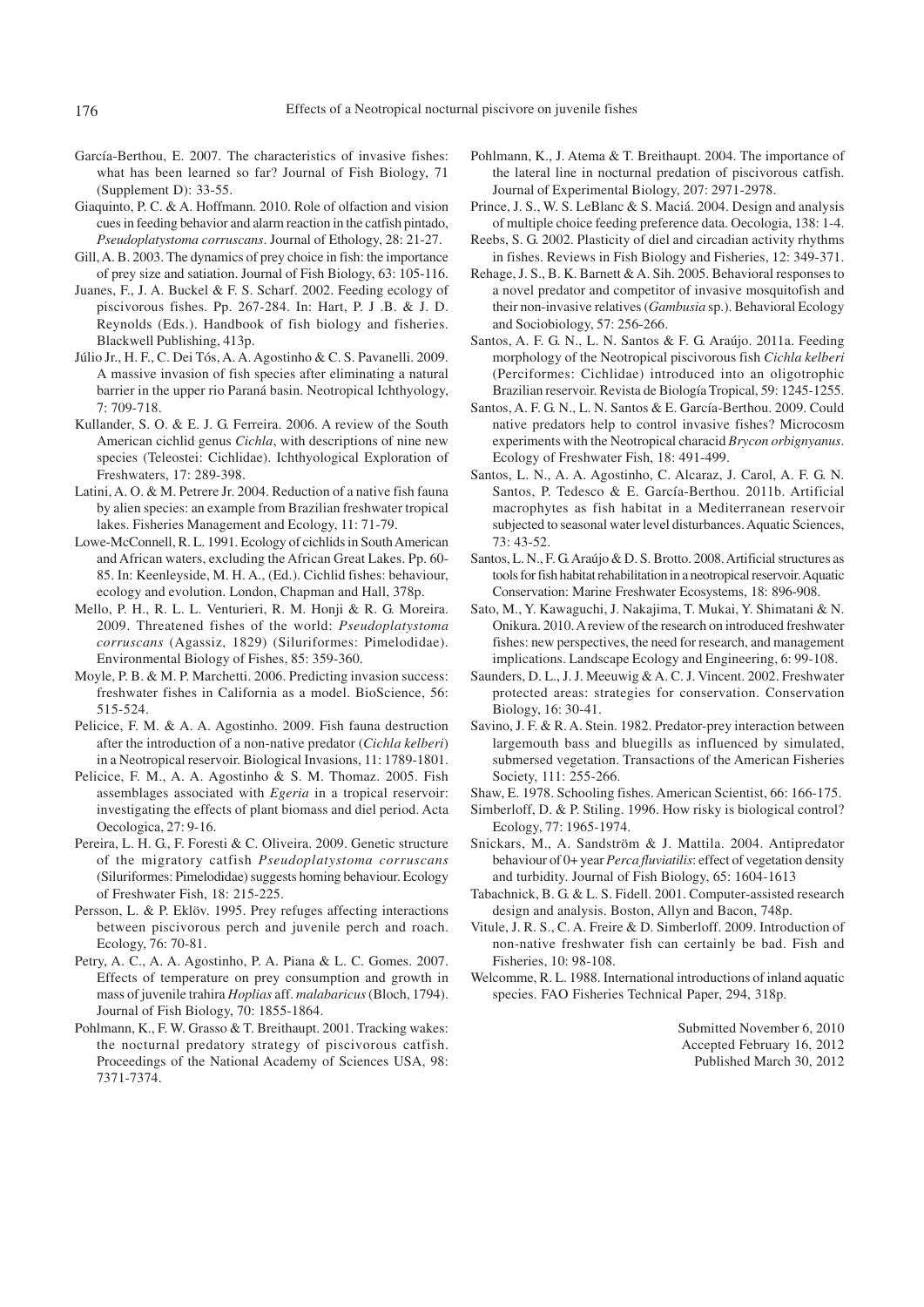García-Berthou, E. 2007. The characteristics of invasive fishes: what has been learned so far? Journal of Fish Biology, 71 (Supplement D): 33-55.

Giaquinto, P. C. & A. Hoffmann. 2010. Role of olfaction and vision cues in feeding behavior and alarm reaction in the catfish pintado, *Pseudoplatystoma corruscans*. Journal of Ethology, 28: 21-27.

Gill, A. B. 2003. The dynamics of prey choice in fish: the importance of prey size and satiation. Journal of Fish Biology, 63: 105-116.

Juanes, F., J. A. Buckel & F. S. Scharf. 2002. Feeding ecology of piscivorous fishes. Pp. 267-284. In: Hart, P. J .B. & J. D. Reynolds (Eds.). Handbook of fish biology and fisheries. Blackwell Publishing, 413p.

Júlio Jr., H. F., C. Dei Tós, A. A. Agostinho & C. S. Pavanelli. 2009. A massive invasion of fish species after eliminating a natural barrier in the upper rio Paraná basin. Neotropical Ichthyology, 7: 709-718.

Kullander, S. O. & E. J. G. Ferreira. 2006. A review of the South American cichlid genus *Cichla*, with descriptions of nine new species (Teleostei: Cichlidae). Ichthyological Exploration of Freshwaters, 17: 289-398.

Latini, A. O. & M. Petrere Jr. 2004. Reduction of a native fish fauna by alien species: an example from Brazilian freshwater tropical lakes. Fisheries Management and Ecology, 11: 71-79.

Lowe-McConnell, R. L. 1991. Ecology of cichlids in South American and African waters, excluding the African Great Lakes. Pp. 60-85. In: Keenleyside, M. H. A., (Ed.). Cichlid fishes: behaviour, ecology and evolution. London, Chapman and Hall, 378p.

Mello, P. H., R. L. L. Venturieri, R. M. Honji & R. G. Moreira. 2009. Threatened fishes of the world: *Pseudoplatystoma corruscans* (Agassiz, 1829) (Siluriformes: Pimelodidae). Environmental Biology of Fishes, 85: 359-360.

Moyle, P. B. & M. P. Marchetti. 2006. Predicting invasion success: freshwater fishes in California as a model. BioScience, 56: 515-524.

Pelicice, F. M. & A. A. Agostinho. 2009. Fish fauna destruction after the introduction of a non-native predator (*Cichla kelberi*) in a Neotropical reservoir. Biological Invasions, 11: 1789-1801.

Pelicice, F. M., A. A. Agostinho & S. M. Thomaz. 2005. Fish assemblages associated with *Egeria* in a tropical reservoir: investigating the effects of plant biomass and diel period. Acta Oecologica, 27: 9-16.

Pereira, L. H. G., F. Foresti & C. Oliveira. 2009. Genetic structure of the migratory catfish *Pseudoplatystoma corruscans* (Siluriformes: Pimelodidae) suggests homing behaviour. Ecology of Freshwater Fish, 18: 215-225.

Persson, L. & P. Eklöv. 1995. Prey refuges affecting interactions between piscivorous perch and juvenile perch and roach. Ecology, 76: 70-81.

Petry, A. C., A. A. Agostinho, P. A. Piana & L. C. Gomes. 2007. Effects of temperature on prey consumption and growth in mass of juvenile trahira *Hoplias* aff. *malabaricus* (Bloch, 1794). Journal of Fish Biology, 70: 1855-1864.

Pohlmann, K., F. W. Grasso & T. Breithaupt. 2001. Tracking wakes: the nocturnal predatory strategy of piscivorous catfish. Proceedings of the National Academy of Sciences USA, 98: 7371-7374.

Pohlmann, K., J. Atema & T. Breithaupt. 2004. The importance of the lateral line in nocturnal predation of piscivorous catfish. Journal of Experimental Biology, 207: 2971-2978.

Prince, J. S., W. S. LeBlanc & S. Maciá. 2004. Design and analysis of multiple choice feeding preference data. Oecologia, 138: 1-4.

Reebs, S. G. 2002. Plasticity of diel and circadian activity rhythms in fishes. Reviews in Fish Biology and Fisheries, 12: 349-371.

Rehage, J. S., B. K. Barnett & A. Sih. 2005. Behavioral responses to a novel predator and competitor of invasive mosquitofish and their non-invasive relatives (*Gambusia* sp.). Behavioral Ecology and Sociobiology, 57: 256-266.

Santos, A. F. G. N., L. N. Santos & F. G. Araújo. 2011a. Feeding morphology of the Neotropical piscivorous fish *Cichla kelberi* (Perciformes: Cichlidae) introduced into an oligotrophic Brazilian reservoir. Revista de Biología Tropical, 59: 1245-1255.

Santos, A. F. G. N., L. N. Santos & E. García-Berthou. 2009. Could native predators help to control invasive fishes? Microcosm experiments with the Neotropical characid *Brycon orbignyanus*. Ecology of Freshwater Fish, 18: 491-499.

Santos, L. N., A. A. Agostinho, C. Alcaraz, J. Carol, A. F. G. N. Santos, P. Tedesco & E. García-Berthou. 2011b. Artificial macrophytes as fish habitat in a Mediterranean reservoir subjected to seasonal water level disturbances. Aquatic Sciences, 73: 43-52.

Santos, L. N., F. G. Araújo & D. S. Brotto. 2008. Artificial structures as tools for fish habitat rehabilitation in a neotropical reservoir. Aquatic Conservation: Marine Freshwater Ecosystems, 18: 896-908.

Sato, M., Y. Kawaguchi, J. Nakajima, T. Mukai, Y. Shimatani & N. Onikura. 2010. A review of the research on introduced freshwater fishes: new perspectives, the need for research, and management implications. Landscape Ecology and Engineering, 6: 99-108.

Saunders, D. L., J. J. Meeuwig & A. C. J. Vincent. 2002. Freshwater protected areas: strategies for conservation. Conservation Biology, 16: 30-41.

Savino, J. F. & R. A. Stein. 1982. Predator-prey interaction between largemouth bass and bluegills as influenced by simulated, submersed vegetation. Transactions of the American Fisheries Society, 111: 255-266.

Shaw, E. 1978. Schooling fishes. American Scientist, 66: 166-175.

Simberloff, D. & P. Stiling. 1996. How risky is biological control? Ecology, 77: 1965-1974.

Snickars, M., A. Sandström & J. Mattila. 2004. Antipredator behaviour of 0+ year *Perca fluviatilis*: effect of vegetation density and turbidity. Journal of Fish Biology, 65: 1604-1613

Tabachnick, B. G. & L. S. Fidell. 2001. Computer-assisted research design and analysis. Boston, Allyn and Bacon, 748p.

Vitule, J. R. S., C. A. Freire & D. Simberloff. 2009. Introduction of non-native freshwater fish can certainly be bad. Fish and Fisheries, 10: 98-108.

Welcomme, R. L. 1988. International introductions of inland aquatic species. FAO Fisheries Technical Paper, 294, 318p.

Submitted November 6, 2010
Accepted February 16, 2012
Published March 30, 2012